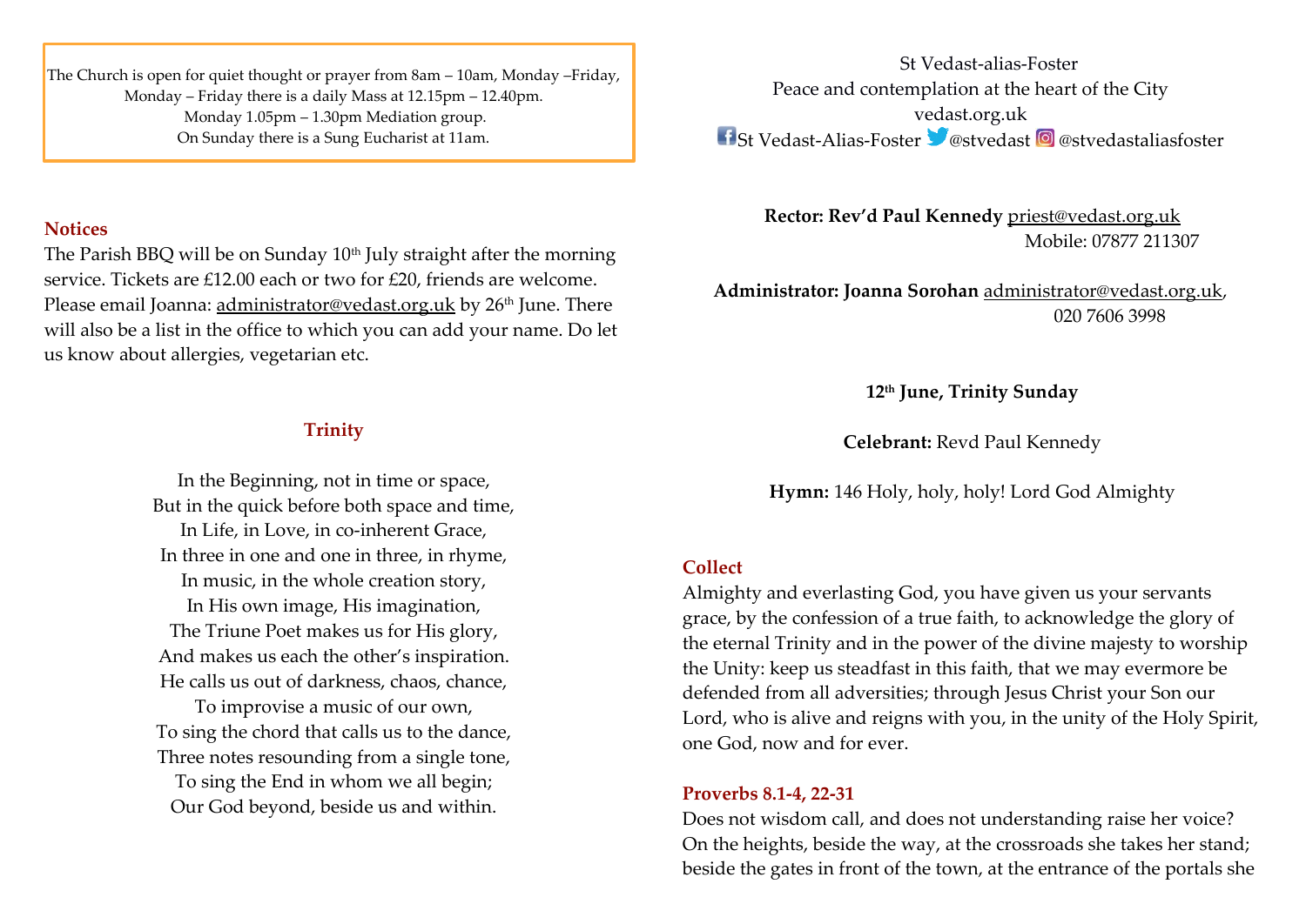The Church is open for quiet thought or prayer from 8am – 10am, Monday –Friday,
Monday – Friday there is a daily Mass at 12.15pm – 12.40pm.
Monday 1.05pm – 1.30pm Mediation group.
On Sunday there is a Sung Eucharist at 11am.

## Notices

The Parish BBQ will be on Sunday 10th July straight after the morning service. Tickets are £12.00 each or two for £20, friends are welcome. Please email Joanna: administrator@vedast.org.uk by 26th June. There will also be a list in the office to which you can add your name. Do let us know about allergies, vegetarian etc.

## Trinity

In the Beginning, not in time or space,
But in the quick before both space and time,
In Life, in Love, in co-inherent Grace,
In three in one and one in three, in rhyme,
In music, in the whole creation story,
In His own image, His imagination,
The Triune Poet makes us for His glory,
And makes us each the other's inspiration.
He calls us out of darkness, chaos, chance,
To improvise a music of our own,
To sing the chord that calls us to the dance,
Three notes resounding from a single tone,
To sing the End in whom we all begin;
Our God beyond, beside us and within.

St Vedast-alias-Foster
Peace and contemplation at the heart of the City
vedast.org.uk
St Vedast-Alias-Foster @stvedast @stvedastaliasfoster

**Rector: Rev'd Paul Kennedy** priest@vedast.org.uk
Mobile: 07877 211307

**Administrator: Joanna Sorohan** administrator@vedast.org.uk,
020 7606 3998

**12th June, Trinity Sunday**

**Celebrant:** Revd Paul Kennedy

**Hymn:** 146 Holy, holy, holy! Lord God Almighty

## Collect

Almighty and everlasting God, you have given us your servants grace, by the confession of a true faith, to acknowledge the glory of the eternal Trinity and in the power of the divine majesty to worship the Unity: keep us steadfast in this faith, that we may evermore be defended from all adversities; through Jesus Christ your Son our Lord, who is alive and reigns with you, in the unity of the Holy Spirit, one God, now and for ever.

## Proverbs 8.1-4, 22-31

Does not wisdom call, and does not understanding raise her voice? On the heights, beside the way, at the crossroads she takes her stand; beside the gates in front of the town, at the entrance of the portals she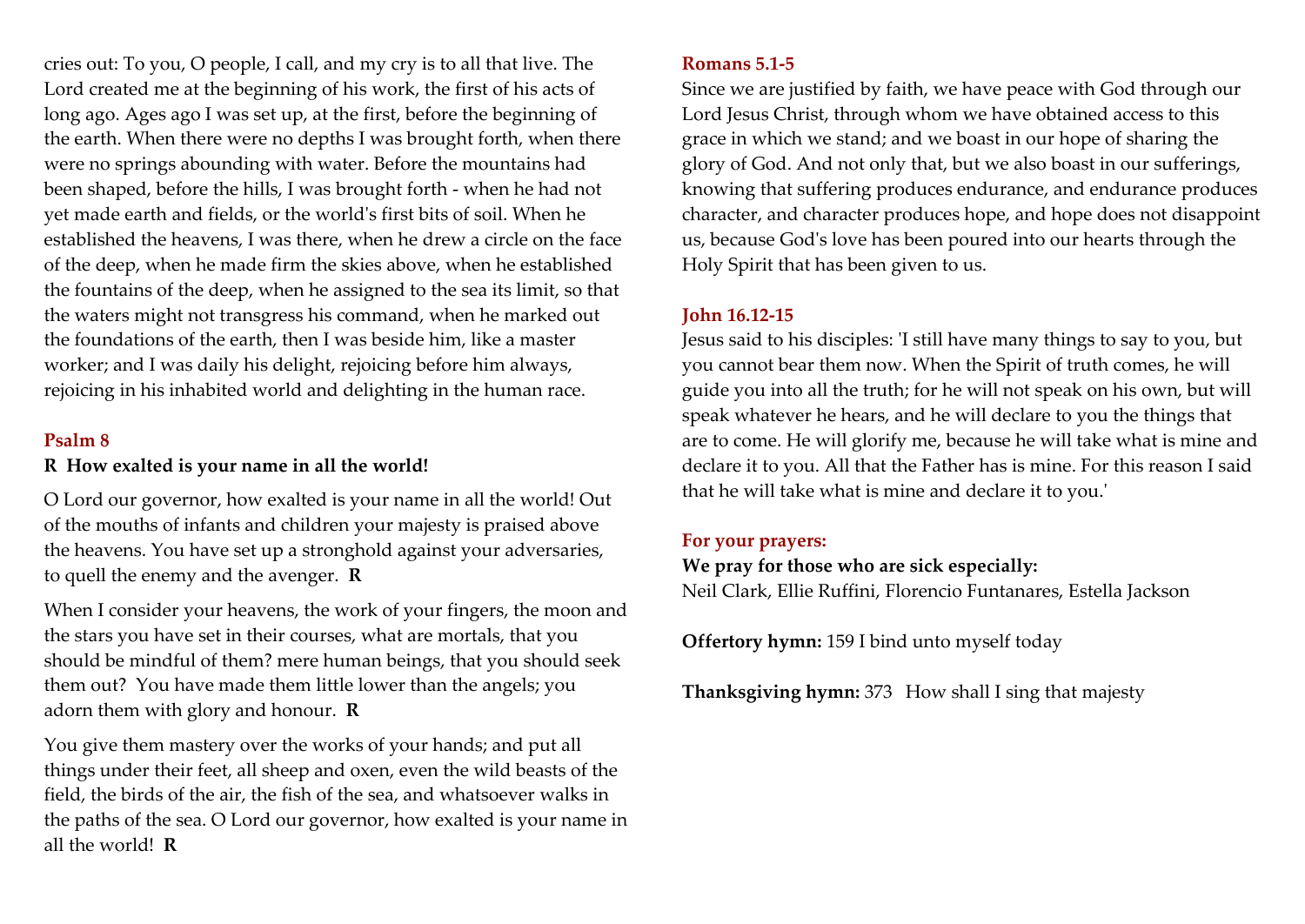cries out: To you, O people, I call, and my cry is to all that live. The Lord created me at the beginning of his work, the first of his acts of long ago. Ages ago I was set up, at the first, before the beginning of the earth. When there were no depths I was brought forth, when there were no springs abounding with water. Before the mountains had been shaped, before the hills, I was brought forth - when he had not yet made earth and fields, or the world's first bits of soil. When he established the heavens, I was there, when he drew a circle on the face of the deep, when he made firm the skies above, when he established the fountains of the deep, when he assigned to the sea its limit, so that the waters might not transgress his command, when he marked out the foundations of the earth, then I was beside him, like a master worker; and I was daily his delight, rejoicing before him always, rejoicing in his inhabited world and delighting in the human race.

### Psalm 8

**R How exalted is your name in all the world!**

O Lord our governor, how exalted is your name in all the world! Out of the mouths of infants and children your majesty is praised above the heavens. You have set up a stronghold against your adversaries, to quell the enemy and the avenger. **R**

When I consider your heavens, the work of your fingers, the moon and the stars you have set in their courses, what are mortals, that you should be mindful of them? mere human beings, that you should seek them out? You have made them little lower than the angels; you adorn them with glory and honour. **R**

You give them mastery over the works of your hands; and put all things under their feet, all sheep and oxen, even the wild beasts of the field, the birds of the air, the fish of the sea, and whatsoever walks in the paths of the sea. O Lord our governor, how exalted is your name in all the world! **R**

### Romans 5.1-5

Since we are justified by faith, we have peace with God through our Lord Jesus Christ, through whom we have obtained access to this grace in which we stand; and we boast in our hope of sharing the glory of God. And not only that, but we also boast in our sufferings, knowing that suffering produces endurance, and endurance produces character, and character produces hope, and hope does not disappoint us, because God's love has been poured into our hearts through the Holy Spirit that has been given to us.

### John 16.12-15

Jesus said to his disciples: 'I still have many things to say to you, but you cannot bear them now. When the Spirit of truth comes, he will guide you into all the truth; for he will not speak on his own, but will speak whatever he hears, and he will declare to you the things that are to come. He will glorify me, because he will take what is mine and declare it to you. All that the Father has is mine. For this reason I said that he will take what is mine and declare it to you.'

### For your prayers:

**We pray for those who are sick especially:**
Neil Clark, Ellie Ruffini, Florencio Funtanares, Estella Jackson

**Offertory hymn:** 159 I bind unto myself today

**Thanksgiving hymn:** 373 How shall I sing that majesty